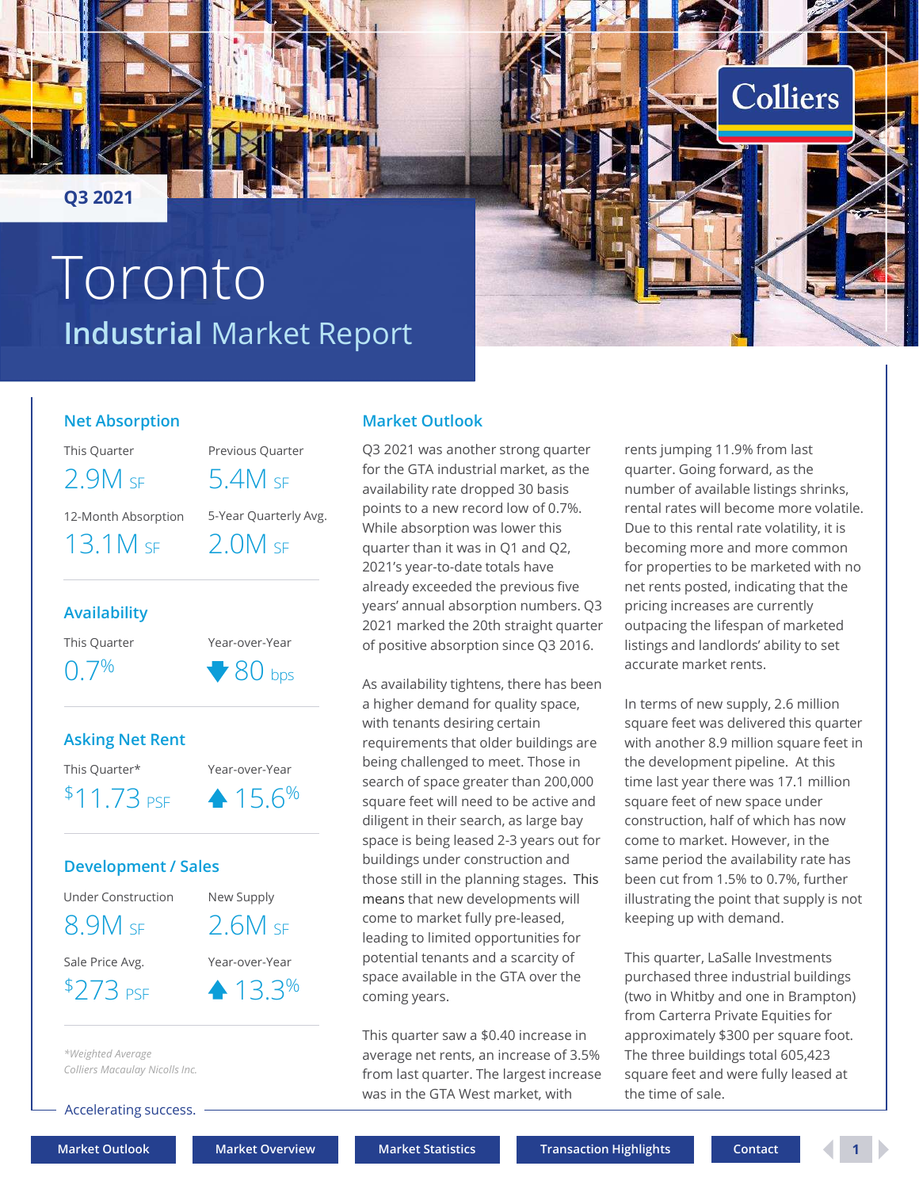Q3 2021

# Toronto

## Industrial Market Report

### Net Absorption

This Quarter
2.9M SF

Previous Quarter
5.4M SF

12-Month Absorption
13.1M SF

5-Year Quarterly Avg.
2.0M SF

### Availability

This Quarter
0.7%

Year-over-Year
▼ 80 bps

### Asking Net Rent

This Quarter*
$11.73 PSF

Year-over-Year
▲ 15.6%

### Development / Sales

Under Construction
8.9M SF

New Supply
2.6M SF

Sale Price Avg.
$273 PSF

Year-over-Year
▲ 13.3%

*Weighted Average
Colliers Macaulay Nicolls Inc.

Accelerating success.

### Market Outlook

Q3 2021 was another strong quarter for the GTA industrial market, as the availability rate dropped 30 basis points to a new record low of 0.7%. While absorption was lower this quarter than it was in Q1 and Q2, 2021's year-to-date totals have already exceeded the previous five years' annual absorption numbers. Q3 2021 marked the 20th straight quarter of positive absorption since Q3 2016.

As availability tightens, there has been a higher demand for quality space, with tenants desiring certain requirements that older buildings are being challenged to meet. Those in search of space greater than 200,000 square feet will need to be active and diligent in their search, as large bay space is being leased 2-3 years out for buildings under construction and those still in the planning stages. This means that new developments will come to market fully pre-leased, leading to limited opportunities for potential tenants and a scarcity of space available in the GTA over the coming years.

This quarter saw a $0.40 increase in average net rents, an increase of 3.5% from last quarter. The largest increase was in the GTA West market, with rents jumping 11.9% from last quarter. Going forward, as the number of available listings shrinks, rental rates will become more volatile. Due to this rental rate volatility, it is becoming more and more common for properties to be marketed with no net rents posted, indicating that the pricing increases are currently outpacing the lifespan of marketed listings and landlords' ability to set accurate market rents.

In terms of new supply, 2.6 million square feet was delivered this quarter with another 8.9 million square feet in the development pipeline. At this time last year there was 17.1 million square feet of new space under construction, half of which has now come to market. However, in the same period the availability rate has been cut from 1.5% to 0.7%, further illustrating the point that supply is not keeping up with demand.

This quarter, LaSalle Investments purchased three industrial buildings (two in Whitby and one in Brampton) from Carterra Private Equities for approximately $300 per square foot. The three buildings total 605,423 square feet and were fully leased at the time of sale.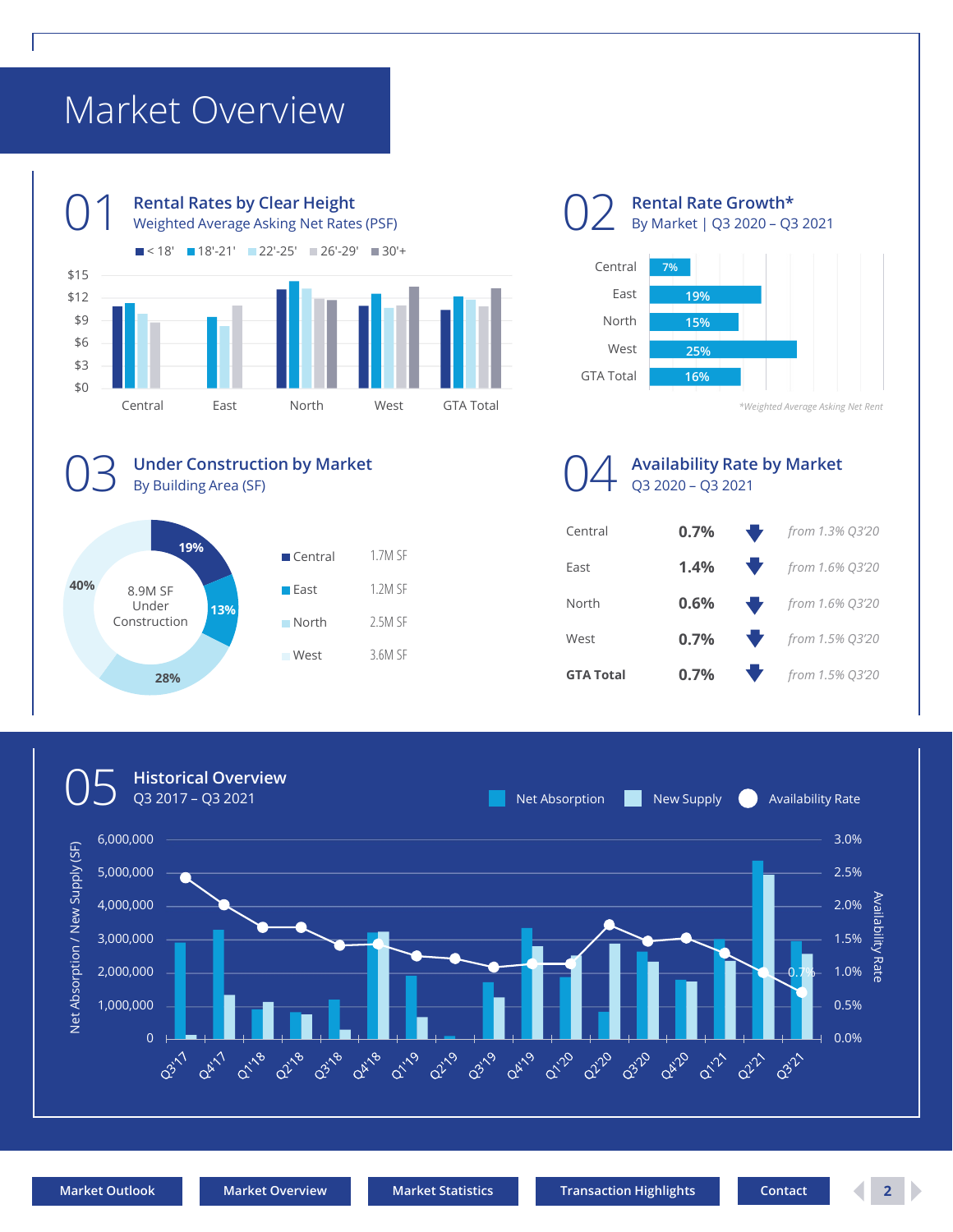# Market Overview

## 01 Rental Rates by Clear Height

Weighted Average Asking Net Rates (PSF)

< 18' | 18'-21' | 22'-25' | 26'-29' | 30'+

$15 | $12 | $9 | $6 | $3 | $0

Central | East | North | West | GTA Total

## 02 Rental Rate Growth*

By Market | Q3 2020 – Q3 2021

| Market | Growth |
|---|---|
| Central | 7% |
| East | 19% |
| North | 15% |
| West | 25% |
| GTA Total | 16% |

*Weighted Average Asking Net Rent

## 03 Under Construction by Market

By Building Area (SF)

8.9M SF Under Construction

| Market | Area | Share |
|---|---|---|
| Central | 1.7M SF | 19% |
| East | 1.2M SF | 13% |
| North | 2.5M SF | 28% |
| West | 3.6M SF | 40% |

## 04 Availability Rate by Market

Q3 2020 – Q3 2021

| Market | Rate | Change |
|---|---|---|
| Central | 0.7% | from 1.3% Q3'20 |
| East | 1.4% | from 1.6% Q3'20 |
| North | 0.6% | from 1.6% Q3'20 |
| West | 0.7% | from 1.5% Q3'20 |
| **GTA Total** | 0.7% | from 1.5% Q3'20 |

## 05 Historical Overview

Q3 2017 – Q3 2021

Net Absorption | New Supply | Availability Rate

Net Absorption / New Supply (SF): 6,000,000 | 5,000,000 | 4,000,000 | 3,000,000 | 2,000,000 | 1,000,000 | 0

Availability Rate: 3.0% | 2.5% | 2.0% | 1.5% | 1.0% | 0.5% | 0.0%

Q3'17 | Q4'17 | Q1'18 | Q2'18 | Q3'18 | Q4'18 | Q1'19 | Q2'19 | Q3'19 | Q4'19 | Q1'20 | Q2'20 | Q3'20 | Q4'20 | Q1'21 | Q2'21 | Q3'21

0.7%

Market Outlook | Market Overview | Market Statistics | Transaction Highlights | Contact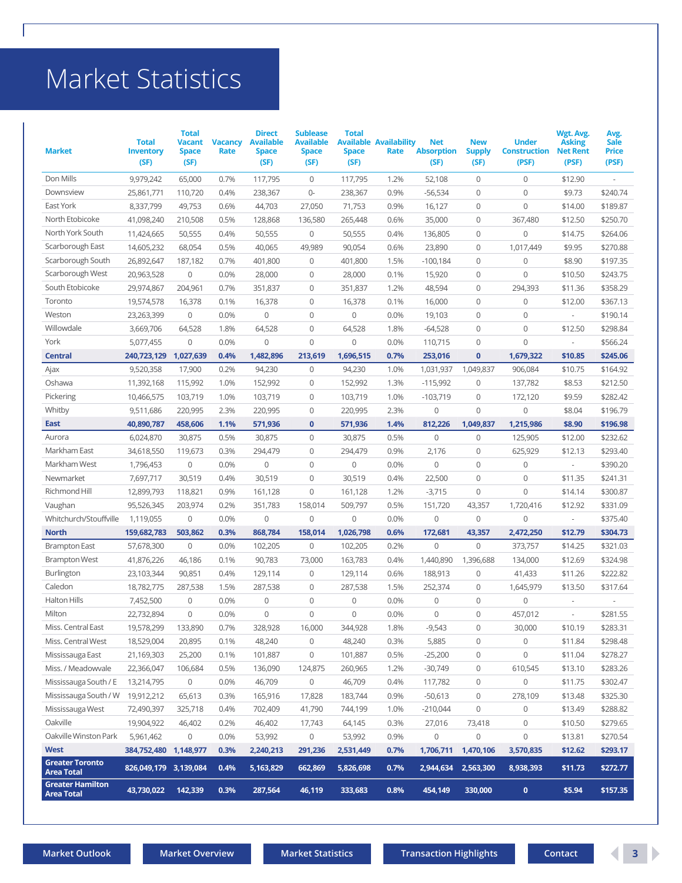# Market Statistics

| Market | Total Inventory (SF) | Total Vacant Space (SF) | Vacancy Rate | Direct Available Space (SF) | Sublease Available Space (SF) | Total Available Space (SF) | Availability Rate | Net Absorption (SF) | New Supply (SF) | Under Construction (PSF) | Wgt. Avg. Asking Net Rent (PSF) | Avg. Sale Price (PSF) |
|---|---|---|---|---|---|---|---|---|---|---|---|---|
| Don Mills | 9,979,242 | 65,000 | 0.7% | 117,795 | 0 | 117,795 | 1.2% | 52,108 | 0 | 0 | $12.90 | - |
| Downsview | 25,861,771 | 110,720 | 0.4% | 238,367 | 0- | 238,367 | 0.9% | -56,534 | 0 | 0 | $9.73 | $240.74 |
| East York | 8,337,799 | 49,753 | 0.6% | 44,703 | 27,050 | 71,753 | 0.9% | 16,127 | 0 | 0 | $14.00 | $189.87 |
| North Etobicoke | 41,098,240 | 210,508 | 0.5% | 128,868 | 136,580 | 265,448 | 0.6% | 35,000 | 0 | 367,480 | $12.50 | $250.70 |
| North York South | 11,424,665 | 50,555 | 0.4% | 50,555 | 0 | 50,555 | 0.4% | 136,805 | 0 | 0 | $14.75 | $264.06 |
| Scarborough East | 14,605,232 | 68,054 | 0.5% | 40,065 | 49,989 | 90,054 | 0.6% | 23,890 | 0 | 1,017,449 | $9.95 | $270.88 |
| Scarborough South | 26,892,647 | 187,182 | 0.7% | 401,800 | 0 | 401,800 | 1.5% | -100,184 | 0 | 0 | $8.90 | $197.35 |
| Scarborough West | 20,963,528 | 0 | 0.0% | 28,000 | 0 | 28,000 | 0.1% | 15,920 | 0 | 0 | $10.50 | $243.75 |
| South Etobicoke | 29,974,867 | 204,961 | 0.7% | 351,837 | 0 | 351,837 | 1.2% | 48,594 | 0 | 294,393 | $11.36 | $358.29 |
| Toronto | 19,574,578 | 16,378 | 0.1% | 16,378 | 0 | 16,378 | 0.1% | 16,000 | 0 | 0 | $12.00 | $367.13 |
| Weston | 23,263,399 | 0 | 0.0% | 0 | 0 | 0 | 0.0% | 19,103 | 0 | 0 | - | $190.14 |
| Willowdale | 3,669,706 | 64,528 | 1.8% | 64,528 | 0 | 64,528 | 1.8% | -64,528 | 0 | 0 | $12.50 | $298.84 |
| York | 5,077,455 | 0 | 0.0% | 0 | 0 | 0 | 0.0% | 110,715 | 0 | 0 | - | $566.24 |
| **Central** | **240,723,129** | **1,027,639** | **0.4%** | **1,482,896** | **213,619** | **1,696,515** | **0.7%** | **253,016** | **0** | **1,679,322** | **$10.85** | **$245.06** |
| Ajax | 9,520,358 | 17,900 | 0.2% | 94,230 | 0 | 94,230 | 1.0% | 1,031,937 | 1,049,837 | 906,084 | $10.75 | $164.92 |
| Oshawa | 11,392,168 | 115,992 | 1.0% | 152,992 | 0 | 152,992 | 1.3% | -115,992 | 0 | 137,782 | $8.53 | $212.50 |
| Pickering | 10,466,575 | 103,719 | 1.0% | 103,719 | 0 | 103,719 | 1.0% | -103,719 | 0 | 172,120 | $9.59 | $282.42 |
| Whitby | 9,511,686 | 220,995 | 2.3% | 220,995 | 0 | 220,995 | 2.3% | 0 | 0 | 0 | $8.04 | $196.79 |
| **East** | **40,890,787** | **458,606** | **1.1%** | **571,936** | **0** | **571,936** | **1.4%** | **812,226** | **1,049,837** | **1,215,986** | **$8.90** | **$196.98** |
| Aurora | 6,024,870 | 30,875 | 0.5% | 30,875 | 0 | 30,875 | 0.5% | 0 | 0 | 125,905 | $12.00 | $232.62 |
| Markham East | 34,618,550 | 119,673 | 0.3% | 294,479 | 0 | 294,479 | 0.9% | 2,176 | 0 | 625,929 | $12.13 | $293.40 |
| Markham West | 1,796,453 | 0 | 0.0% | 0 | 0 | 0 | 0.0% | 0 | 0 | 0 | - | $390.20 |
| Newmarket | 7,697,717 | 30,519 | 0.4% | 30,519 | 0 | 30,519 | 0.4% | 22,500 | 0 | 0 | $11.35 | $241.31 |
| Richmond Hill | 12,899,793 | 118,821 | 0.9% | 161,128 | 0 | 161,128 | 1.2% | -3,715 | 0 | 0 | $14.14 | $300.87 |
| Vaughan | 95,526,345 | 203,974 | 0.2% | 351,783 | 158,014 | 509,797 | 0.5% | 151,720 | 43,357 | 1,720,416 | $12.92 | $331.09 |
| Whitchurch/Stouffville | 1,119,055 | 0 | 0.0% | 0 | 0 | 0 | 0.0% | 0 | 0 | 0 | - | $375.40 |
| **North** | **159,682,783** | **503,862** | **0.3%** | **868,784** | **158,014** | **1,026,798** | **0.6%** | **172,681** | **43,357** | **2,472,250** | **$12.79** | **$304.73** |
| Brampton East | 57,678,300 | 0 | 0.0% | 102,205 | 0 | 102,205 | 0.2% | 0 | 0 | 373,757 | $14.25 | $321.03 |
| Brampton West | 41,876,226 | 46,186 | 0.1% | 90,783 | 73,000 | 163,783 | 0.4% | 1,440,890 | 1,396,688 | 134,000 | $12.69 | $324.98 |
| Burlington | 23,103,344 | 90,851 | 0.4% | 129,114 | 0 | 129,114 | 0.6% | 188,913 | 0 | 41,433 | $11.26 | $222.82 |
| Caledon | 18,782,775 | 287,538 | 1.5% | 287,538 | 0 | 287,538 | 1.5% | 252,374 | 0 | 1,645,979 | $13.50 | $317.64 |
| Halton Hills | 7,452,500 | 0 | 0.0% | 0 | 0 | 0 | 0.0% | 0 | 0 | 0 | - | - |
| Milton | 22,732,894 | 0 | 0.0% | 0 | 0 | 0 | 0.0% | 0 | 0 | 457,012 | - | $281.55 |
| Miss. Central East | 19,578,299 | 133,890 | 0.7% | 328,928 | 16,000 | 344,928 | 1.8% | -9,543 | 0 | 30,000 | $10.19 | $283.31 |
| Miss. Central West | 18,529,004 | 20,895 | 0.1% | 48,240 | 0 | 48,240 | 0.3% | 5,885 | 0 | 0 | $11.84 | $298.48 |
| Mississauga East | 21,169,303 | 25,200 | 0.1% | 101,887 | 0 | 101,887 | 0.5% | -25,200 | 0 | 0 | $11.04 | $278.27 |
| Miss. / Meadowvale | 22,366,047 | 106,684 | 0.5% | 136,090 | 124,875 | 260,965 | 1.2% | -30,749 | 0 | 610,545 | $13.10 | $283.26 |
| Mississauga South / E | 13,214,795 | 0 | 0.0% | 46,709 | 0 | 46,709 | 0.4% | 117,782 | 0 | 0 | $11.75 | $302.47 |
| Mississauga South / W | 19,912,212 | 65,613 | 0.3% | 165,916 | 17,828 | 183,744 | 0.9% | -50,613 | 0 | 278,109 | $13.48 | $325.30 |
| Mississauga West | 72,490,397 | 325,718 | 0.4% | 702,409 | 41,790 | 744,199 | 1.0% | -210,044 | 0 | 0 | $13.49 | $288.82 |
| Oakville | 19,904,922 | 46,402 | 0.2% | 46,402 | 17,743 | 64,145 | 0.3% | 27,016 | 73,418 | 0 | $10.50 | $279.65 |
| Oakville Winston Park | 5,961,462 | 0 | 0.0% | 53,992 | 0 | 53,992 | 0.9% | 0 | 0 | 0 | $13.81 | $270.54 |
| **West** | **384,752,480** | **1,148,977** | **0.3%** | **2,240,213** | **291,236** | **2,531,449** | **0.7%** | **1,706,711** | **1,470,106** | **3,570,835** | **$12.62** | **$293.17** |
| **Greater Toronto Area Total** | **826,049,179** | **3,139,084** | **0.4%** | **5,163,829** | **662,869** | **5,826,698** | **0.7%** | **2,944,634** | **2,563,300** | **8,938,393** | **$11.73** | **$272.77** |
| **Greater Hamilton Area Total** | **43,730,022** | **142,339** | **0.3%** | **287,564** | **46,119** | **333,683** | **0.8%** | **454,149** | **330,000** | **0** | **$5.94** | **$157.35** |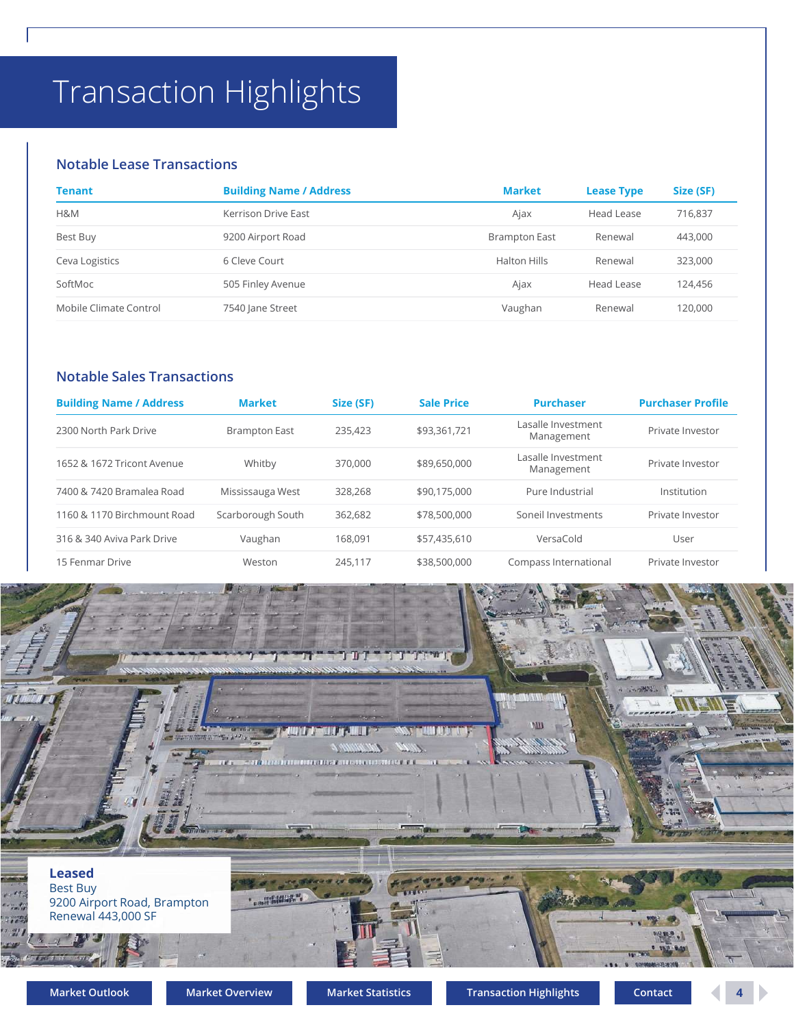# Transaction Highlights

## Notable Lease Transactions

| Tenant | Building Name / Address | Market | Lease Type | Size (SF) |
|---|---|---|---|---|
| H&M | Kerrison Drive East | Ajax | Head Lease | 716,837 |
| Best Buy | 9200 Airport Road | Brampton East | Renewal | 443,000 |
| Ceva Logistics | 6 Cleve Court | Halton Hills | Renewal | 323,000 |
| SoftMoc | 505 Finley Avenue | Ajax | Head Lease | 124,456 |
| Mobile Climate Control | 7540 Jane Street | Vaughan | Renewal | 120,000 |

## Notable Sales Transactions

| Building Name / Address | Market | Size (SF) | Sale Price | Purchaser | Purchaser Profile |
|---|---|---|---|---|---|
| 2300 North Park Drive | Brampton East | 235,423 | $93,361,721 | Lasalle Investment Management | Private Investor |
| 1652 & 1672 Tricont Avenue | Whitby | 370,000 | $89,650,000 | Lasalle Investment Management | Private Investor |
| 7400 & 7420 Bramalea Road | Mississauga West | 328,268 | $90,175,000 | Pure Industrial | Institution |
| 1160 & 1170 Birchmount Road | Scarborough South | 362,682 | $78,500,000 | Soneil Investments | Private Investor |
| 316 & 340 Aviva Park Drive | Vaughan | 168,091 | $57,435,610 | VersaCold | User |
| 15 Fenmar Drive | Weston | 245,117 | $38,500,000 | Compass International | Private Investor |

**Leased**
Best Buy
9200 Airport Road, Brampton
Renewal 443,000 SF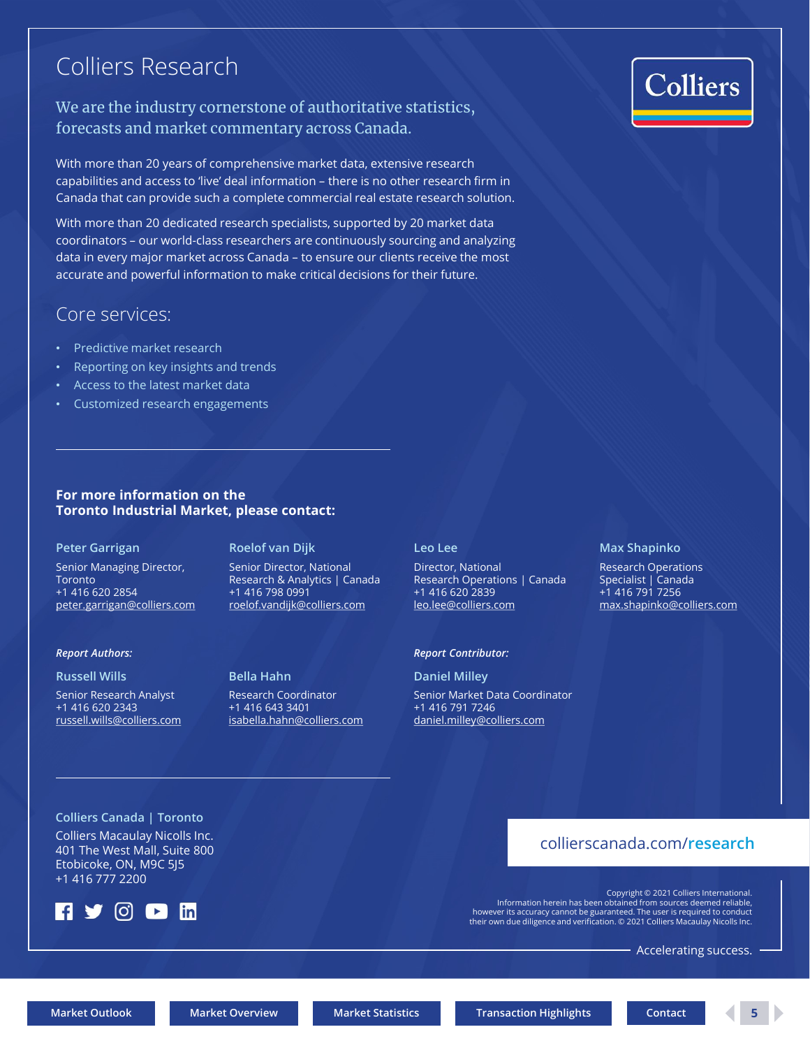# Colliers Research

## We are the industry cornerstone of authoritative statistics, forecasts and market commentary across Canada.

With more than 20 years of comprehensive market data, extensive research capabilities and access to 'live' deal information – there is no other research firm in Canada that can provide such a complete commercial real estate research solution.

With more than 20 dedicated research specialists, supported by 20 market data coordinators – our world-class researchers are continuously sourcing and analyzing data in every major market across Canada – to ensure our clients receive the most accurate and powerful information to make critical decisions for their future.

## Core services:

- Predictive market research
- Reporting on key insights and trends
- Access to the latest market data
- Customized research engagements

**For more information on the Toronto Industrial Market, please contact:**

**Peter Garrigan**
Senior Managing Director, Toronto
+1 416 620 2854
peter.garrigan@colliers.com

**Roelof van Dijk**
Senior Director, National Research & Analytics | Canada
+1 416 798 0991
roelof.vandijk@colliers.com

**Leo Lee**
Director, National Research Operations | Canada
+1 416 620 2839
leo.lee@colliers.com

**Max Shapinko**
Research Operations Specialist | Canada
+1 416 791 7256
max.shapinko@colliers.com

***Report Authors:***

**Russell Wills**
Senior Research Analyst
+1 416 620 2343
russell.wills@colliers.com

**Bella Hahn**
Research Coordinator
+1 416 643 3401
isabella.hahn@colliers.com

***Report Contributor:***

**Daniel Milley**
Senior Market Data Coordinator
+1 416 791 7246
daniel.milley@colliers.com

**Colliers Canada | Toronto**
Colliers Macaulay Nicolls Inc.
401 The West Mall, Suite 800
Etobicoke, ON, M9C 5J5
+1 416 777 2200

collierscanada.com/research

Copyright © 2021 Colliers International.
Information herein has been obtained from sources deemed reliable, however its accuracy cannot be guaranteed. The user is required to conduct their own due diligence and verification. © 2021 Colliers Macaulay Nicolls Inc.

Accelerating success.